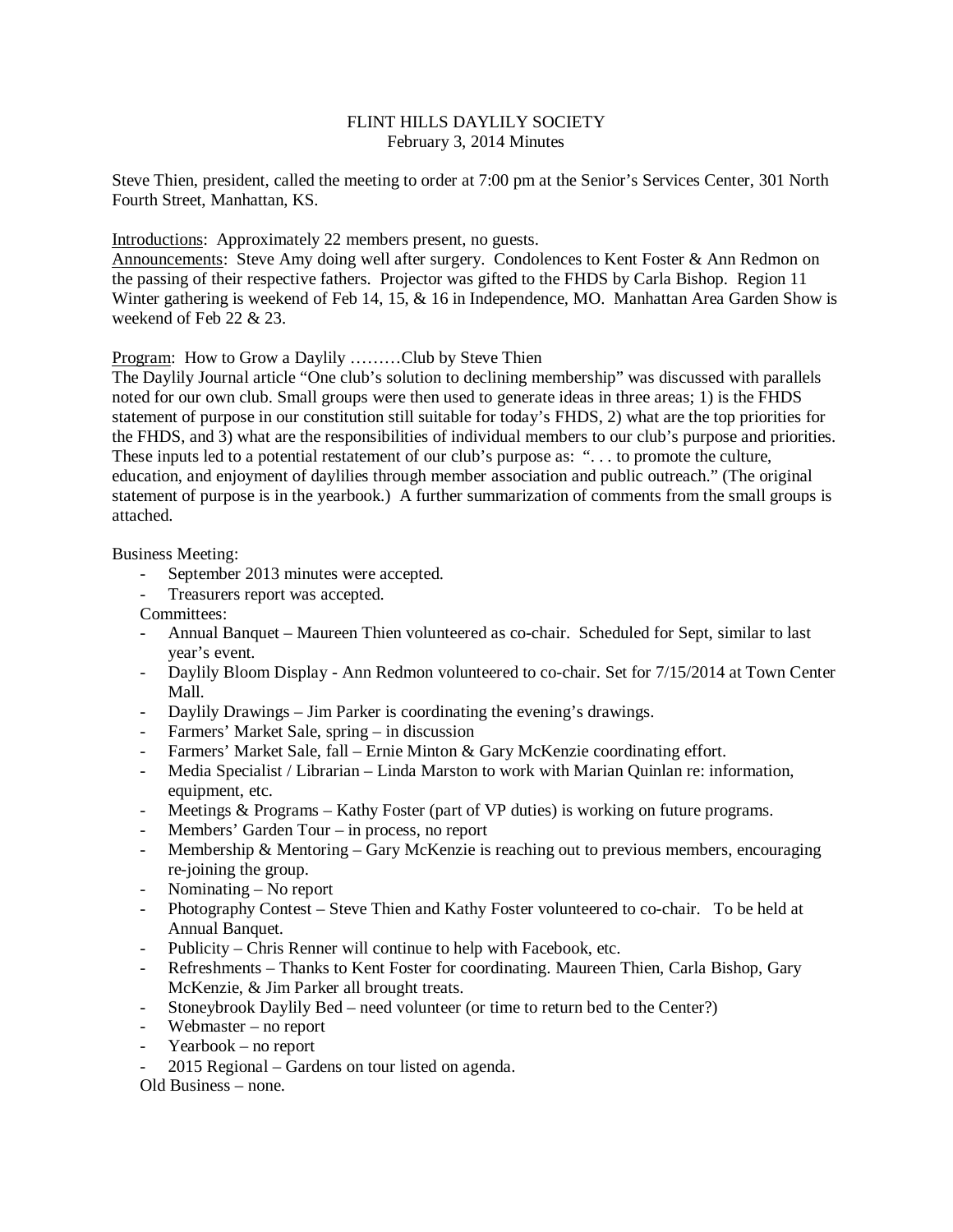# FLINT HILLS DAYLILY SOCIETY
February 3, 2014 Minutes

Steve Thien, president, called the meeting to order at 7:00 pm at the Senior's Services Center, 301 North Fourth Street, Manhattan, KS.

Introductions: Approximately 22 members present, no guests.
Announcements: Steve Amy doing well after surgery. Condolences to Kent Foster & Ann Redmon on the passing of their respective fathers. Projector was gifted to the FHDS by Carla Bishop. Region 11 Winter gathering is weekend of Feb 14, 15, & 16 in Independence, MO. Manhattan Area Garden Show is weekend of Feb 22 & 23.

Program: How to Grow a Daylily ………Club by Steve Thien
The Daylily Journal article "One club's solution to declining membership" was discussed with parallels noted for our own club. Small groups were then used to generate ideas in three areas; 1) is the FHDS statement of purpose in our constitution still suitable for today's FHDS, 2) what are the top priorities for the FHDS, and 3) what are the responsibilities of individual members to our club's purpose and priorities. These inputs led to a potential restatement of our club's purpose as: ". . . to promote the culture, education, and enjoyment of daylilies through member association and public outreach." (The original statement of purpose is in the yearbook.) A further summarization of comments from the small groups is attached.

Business Meeting:
- September 2013 minutes were accepted.
- Treasurers report was accepted.

Committees:
- Annual Banquet – Maureen Thien volunteered as co-chair. Scheduled for Sept, similar to last year's event.
- Daylily Bloom Display - Ann Redmon volunteered to co-chair. Set for 7/15/2014 at Town Center Mall.
- Daylily Drawings – Jim Parker is coordinating the evening's drawings.
- Farmers' Market Sale, spring – in discussion
- Farmers' Market Sale, fall – Ernie Minton & Gary McKenzie coordinating effort.
- Media Specialist / Librarian – Linda Marston to work with Marian Quinlan re: information, equipment, etc.
- Meetings & Programs – Kathy Foster (part of VP duties) is working on future programs.
- Members' Garden Tour – in process, no report
- Membership & Mentoring – Gary McKenzie is reaching out to previous members, encouraging re-joining the group.
- Nominating – No report
- Photography Contest – Steve Thien and Kathy Foster volunteered to co-chair. To be held at Annual Banquet.
- Publicity – Chris Renner will continue to help with Facebook, etc.
- Refreshments – Thanks to Kent Foster for coordinating. Maureen Thien, Carla Bishop, Gary McKenzie, & Jim Parker all brought treats.
- Stoneybrook Daylily Bed – need volunteer (or time to return bed to the Center?)
- Webmaster – no report
- Yearbook – no report
- 2015 Regional – Gardens on tour listed on agenda.

Old Business – none.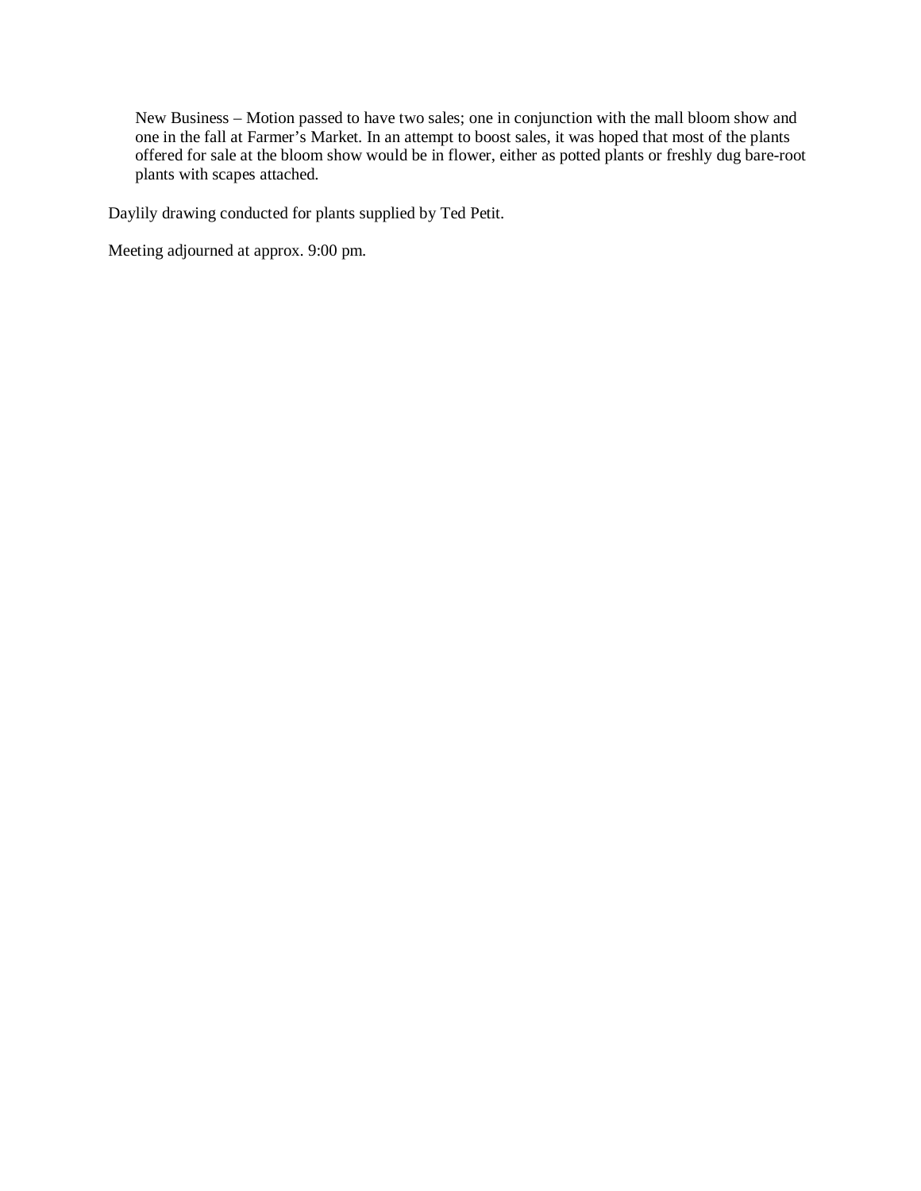New Business – Motion passed to have two sales; one in conjunction with the mall bloom show and one in the fall at Farmer's Market. In an attempt to boost sales, it was hoped that most of the plants offered for sale at the bloom show would be in flower, either as potted plants or freshly dug bare-root plants with scapes attached.

Daylily drawing conducted for plants supplied by Ted Petit.

Meeting adjourned at approx. 9:00 pm.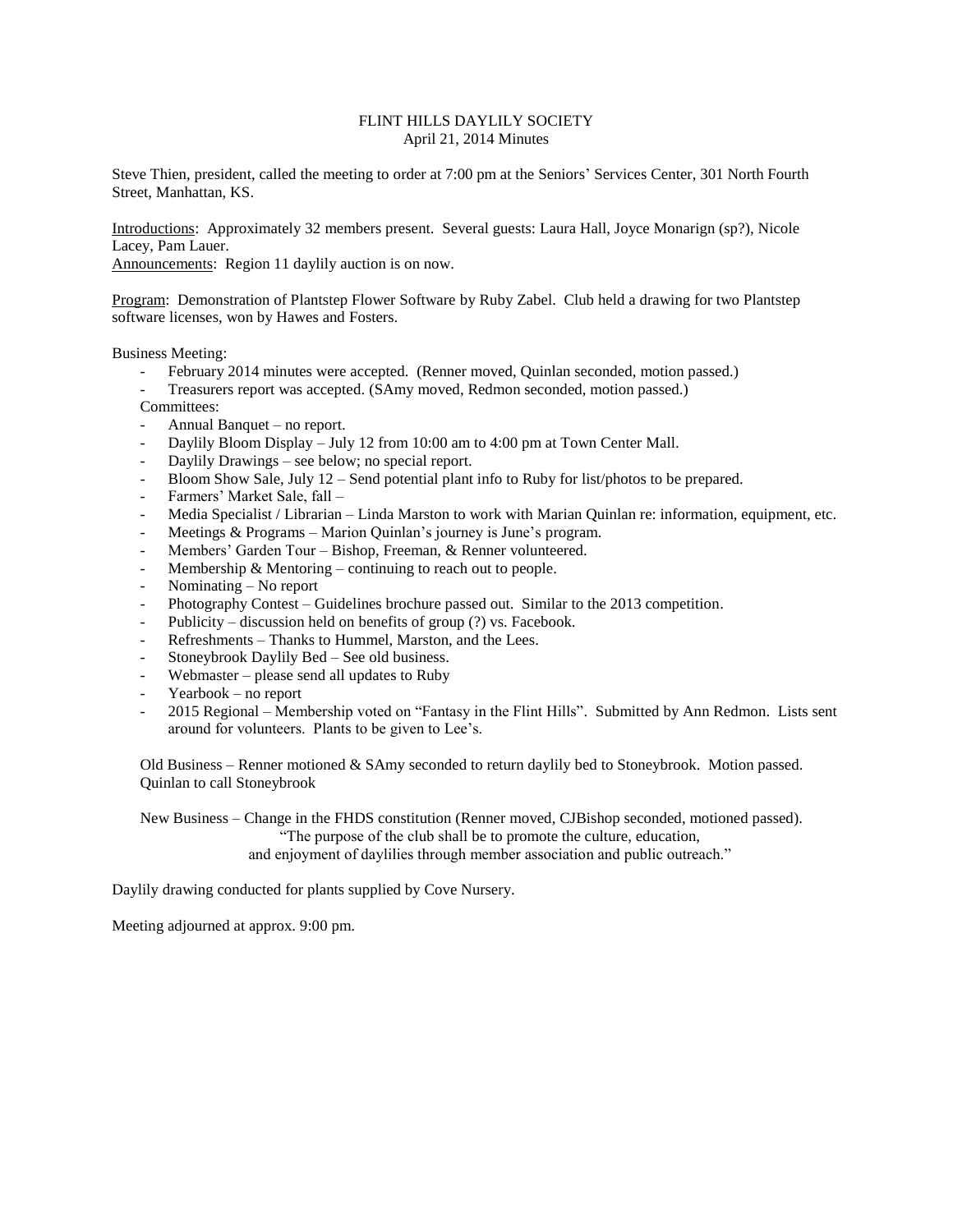# FLINT HILLS DAYLILY SOCIETY
April 21, 2014 Minutes

Steve Thien, president, called the meeting to order at 7:00 pm at the Seniors' Services Center, 301 North Fourth Street, Manhattan, KS.

Introductions: Approximately 32 members present. Several guests: Laura Hall, Joyce Monarign (sp?), Nicole Lacey, Pam Lauer.
Announcements: Region 11 daylily auction is on now.

Program: Demonstration of Plantstep Flower Software by Ruby Zabel. Club held a drawing for two Plantstep software licenses, won by Hawes and Fosters.

Business Meeting:

- February 2014 minutes were accepted. (Renner moved, Quinlan seconded, motion passed.)
- Treasurers report was accepted. (SAmy moved, Redmon seconded, motion passed.)

Committees:

- Annual Banquet – no report.
- Daylily Bloom Display – July 12 from 10:00 am to 4:00 pm at Town Center Mall.
- Daylily Drawings – see below; no special report.
- Bloom Show Sale, July 12 – Send potential plant info to Ruby for list/photos to be prepared.
- Farmers' Market Sale, fall –
- Media Specialist / Librarian – Linda Marston to work with Marian Quinlan re: information, equipment, etc.
- Meetings & Programs – Marion Quinlan's journey is June's program.
- Members' Garden Tour – Bishop, Freeman, & Renner volunteered.
- Membership & Mentoring – continuing to reach out to people.
- Nominating – No report
- Photography Contest – Guidelines brochure passed out. Similar to the 2013 competition.
- Publicity – discussion held on benefits of group (?) vs. Facebook.
- Refreshments – Thanks to Hummel, Marston, and the Lees.
- Stoneybrook Daylily Bed – See old business.
- Webmaster – please send all updates to Ruby
- Yearbook – no report
- 2015 Regional – Membership voted on "Fantasy in the Flint Hills". Submitted by Ann Redmon. Lists sent around for volunteers. Plants to be given to Lee's.

Old Business – Renner motioned & SAmy seconded to return daylily bed to Stoneybrook. Motion passed. Quinlan to call Stoneybrook

New Business – Change in the FHDS constitution (Renner moved, CJBishop seconded, motioned passed).
"The purpose of the club shall be to promote the culture, education, and enjoyment of daylilies through member association and public outreach."

Daylily drawing conducted for plants supplied by Cove Nursery.

Meeting adjourned at approx. 9:00 pm.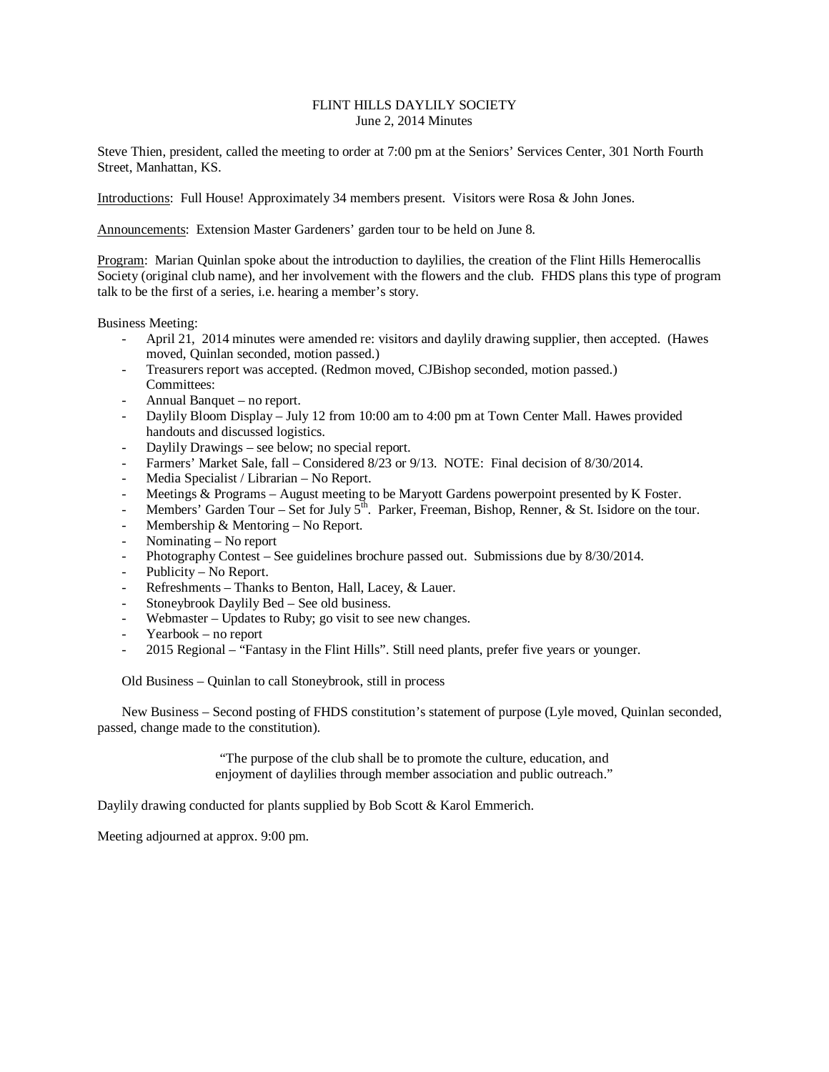# FLINT HILLS DAYLILY SOCIETY

June 2, 2014 Minutes

Steve Thien, president, called the meeting to order at 7:00 pm at the Seniors' Services Center, 301 North Fourth Street, Manhattan, KS.

Introductions: Full House! Approximately 34 members present. Visitors were Rosa & John Jones.

Announcements: Extension Master Gardeners' garden tour to be held on June 8.

Program: Marian Quinlan spoke about the introduction to daylilies, the creation of the Flint Hills Hemerocallis Society (original club name), and her involvement with the flowers and the club. FHDS plans this type of program talk to be the first of a series, i.e. hearing a member's story.

Business Meeting:

- April 21, 2014 minutes were amended re: visitors and daylily drawing supplier, then accepted. (Hawes moved, Quinlan seconded, motion passed.)
- Treasurers report was accepted. (Redmon moved, CJBishop seconded, motion passed.)
  Committees:
- Annual Banquet – no report.
- Daylily Bloom Display – July 12 from 10:00 am to 4:00 pm at Town Center Mall. Hawes provided handouts and discussed logistics.
- Daylily Drawings – see below; no special report.
- Farmers' Market Sale, fall – Considered 8/23 or 9/13. NOTE: Final decision of 8/30/2014.
- Media Specialist / Librarian – No Report.
- Meetings & Programs – August meeting to be Maryott Gardens powerpoint presented by K Foster.
- Members' Garden Tour – Set for July 5th. Parker, Freeman, Bishop, Renner, & St. Isidore on the tour.
- Membership & Mentoring – No Report.
- Nominating – No report
- Photography Contest – See guidelines brochure passed out. Submissions due by 8/30/2014.
- Publicity – No Report.
- Refreshments – Thanks to Benton, Hall, Lacey, & Lauer.
- Stoneybrook Daylily Bed – See old business.
- Webmaster – Updates to Ruby; go visit to see new changes.
- Yearbook – no report
- 2015 Regional – "Fantasy in the Flint Hills". Still need plants, prefer five years or younger.

Old Business – Quinlan to call Stoneybrook, still in process

New Business – Second posting of FHDS constitution's statement of purpose (Lyle moved, Quinlan seconded, passed, change made to the constitution).

> "The purpose of the club shall be to promote the culture, education, and enjoyment of daylilies through member association and public outreach."

Daylily drawing conducted for plants supplied by Bob Scott & Karol Emmerich.

Meeting adjourned at approx. 9:00 pm.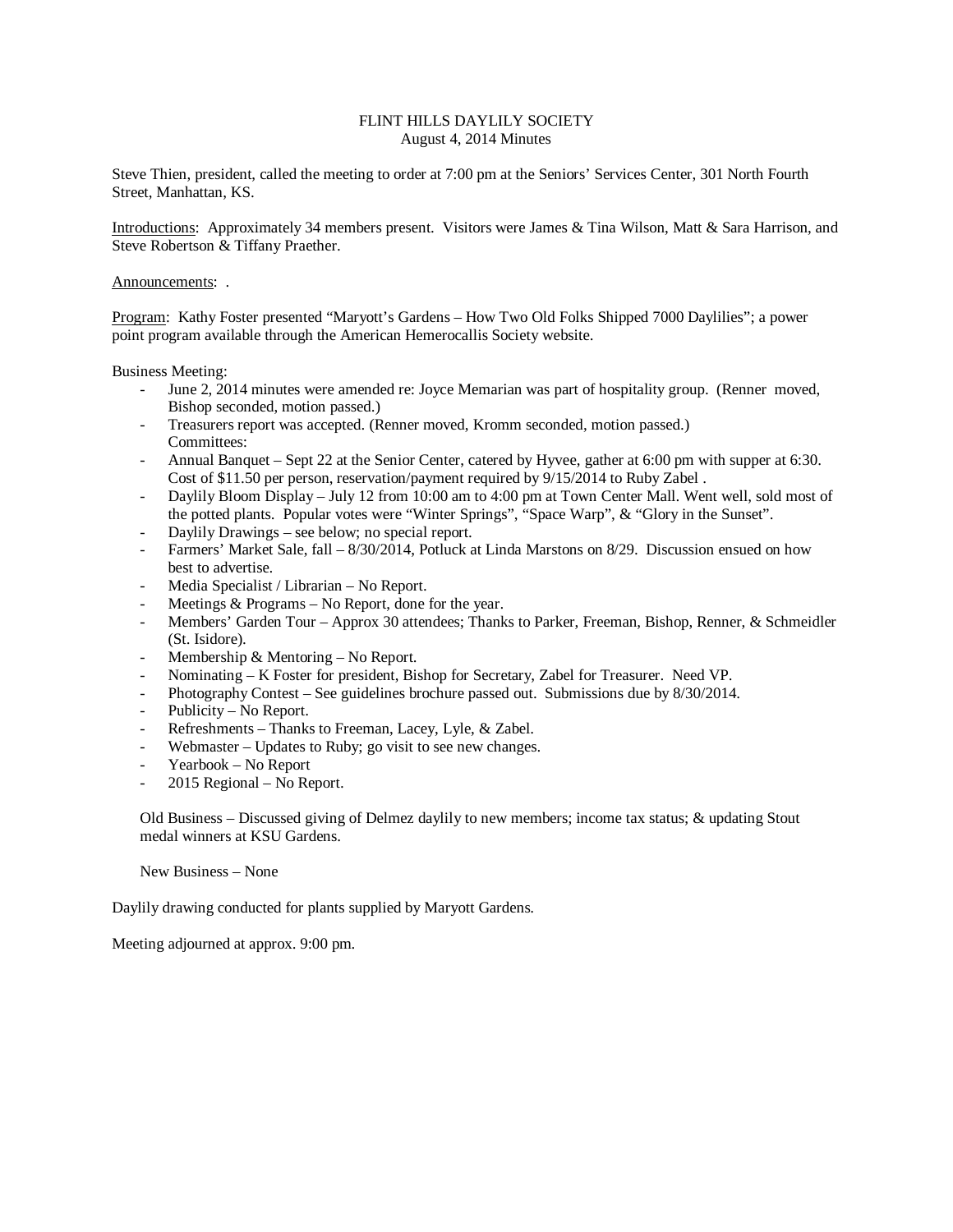FLINT HILLS DAYLILY SOCIETY
August 4, 2014 Minutes

Steve Thien, president, called the meeting to order at 7:00 pm at the Seniors' Services Center, 301 North Fourth Street, Manhattan, KS.

Introductions: Approximately 34 members present. Visitors were James & Tina Wilson, Matt & Sara Harrison, and Steve Robertson & Tiffany Praether.

Announcements: .

Program: Kathy Foster presented "Maryott's Gardens – How Two Old Folks Shipped 7000 Daylilies"; a power point program available through the American Hemerocallis Society website.

Business Meeting:

- June 2, 2014 minutes were amended re: Joyce Memarian was part of hospitality group. (Renner moved, Bishop seconded, motion passed.)
- Treasurers report was accepted. (Renner moved, Kromm seconded, motion passed.)
  Committees:
- Annual Banquet – Sept 22 at the Senior Center, catered by Hyvee, gather at 6:00 pm with supper at 6:30. Cost of $11.50 per person, reservation/payment required by 9/15/2014 to Ruby Zabel .
- Daylily Bloom Display – July 12 from 10:00 am to 4:00 pm at Town Center Mall. Went well, sold most of the potted plants. Popular votes were "Winter Springs", "Space Warp", & "Glory in the Sunset".
- Daylily Drawings – see below; no special report.
- Farmers' Market Sale, fall – 8/30/2014, Potluck at Linda Marstons on 8/29. Discussion ensued on how best to advertise.
- Media Specialist / Librarian – No Report.
- Meetings & Programs – No Report, done for the year.
- Members' Garden Tour – Approx 30 attendees; Thanks to Parker, Freeman, Bishop, Renner, & Schmeidler (St. Isidore).
- Membership & Mentoring – No Report.
- Nominating – K Foster for president, Bishop for Secretary, Zabel for Treasurer. Need VP.
- Photography Contest – See guidelines brochure passed out. Submissions due by 8/30/2014.
- Publicity – No Report.
- Refreshments – Thanks to Freeman, Lacey, Lyle, & Zabel.
- Webmaster – Updates to Ruby; go visit to see new changes.
- Yearbook – No Report
- 2015 Regional – No Report.

Old Business – Discussed giving of Delmez daylily to new members; income tax status; & updating Stout medal winners at KSU Gardens.

New Business – None

Daylily drawing conducted for plants supplied by Maryott Gardens.

Meeting adjourned at approx. 9:00 pm.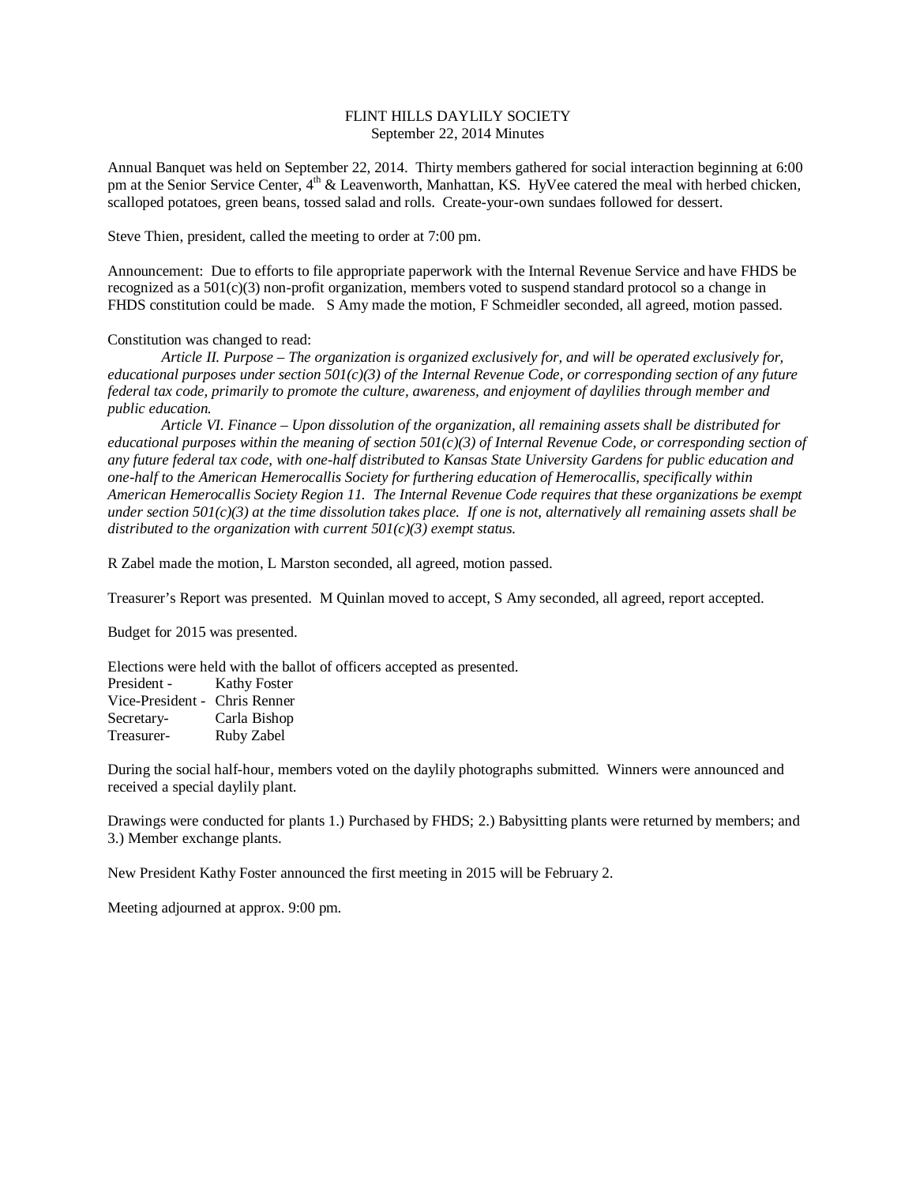# FLINT HILLS DAYLILY SOCIETY

September 22, 2014 Minutes

Annual Banquet was held on September 22, 2014. Thirty members gathered for social interaction beginning at 6:00 pm at the Senior Service Center, 4th & Leavenworth, Manhattan, KS. HyVee catered the meal with herbed chicken, scalloped potatoes, green beans, tossed salad and rolls. Create-your-own sundaes followed for dessert.

Steve Thien, president, called the meeting to order at 7:00 pm.

Announcement: Due to efforts to file appropriate paperwork with the Internal Revenue Service and have FHDS be recognized as a 501(c)(3) non-profit organization, members voted to suspend standard protocol so a change in FHDS constitution could be made. S Amy made the motion, F Schmeidler seconded, all agreed, motion passed.

Constitution was changed to read:

*Article II. Purpose – The organization is organized exclusively for, and will be operated exclusively for, educational purposes under section 501(c)(3) of the Internal Revenue Code, or corresponding section of any future federal tax code, primarily to promote the culture, awareness, and enjoyment of daylilies through member and public education.*

*Article VI. Finance – Upon dissolution of the organization, all remaining assets shall be distributed for educational purposes within the meaning of section 501(c)(3) of Internal Revenue Code, or corresponding section of any future federal tax code, with one-half distributed to Kansas State University Gardens for public education and one-half to the American Hemerocallis Society for furthering education of Hemerocallis, specifically within American Hemerocallis Society Region 11. The Internal Revenue Code requires that these organizations be exempt under section 501(c)(3) at the time dissolution takes place. If one is not, alternatively all remaining assets shall be distributed to the organization with current 501(c)(3) exempt status.*

R Zabel made the motion, L Marston seconded, all agreed, motion passed.

Treasurer's Report was presented. M Quinlan moved to accept, S Amy seconded, all agreed, report accepted.

Budget for 2015 was presented.

Elections were held with the ballot of officers accepted as presented.

President - Kathy Foster
Vice-President - Chris Renner
Secretary- Carla Bishop
Treasurer- Ruby Zabel

During the social half-hour, members voted on the daylily photographs submitted. Winners were announced and received a special daylily plant.

Drawings were conducted for plants 1.) Purchased by FHDS; 2.) Babysitting plants were returned by members; and 3.) Member exchange plants.

New President Kathy Foster announced the first meeting in 2015 will be February 2.

Meeting adjourned at approx. 9:00 pm.